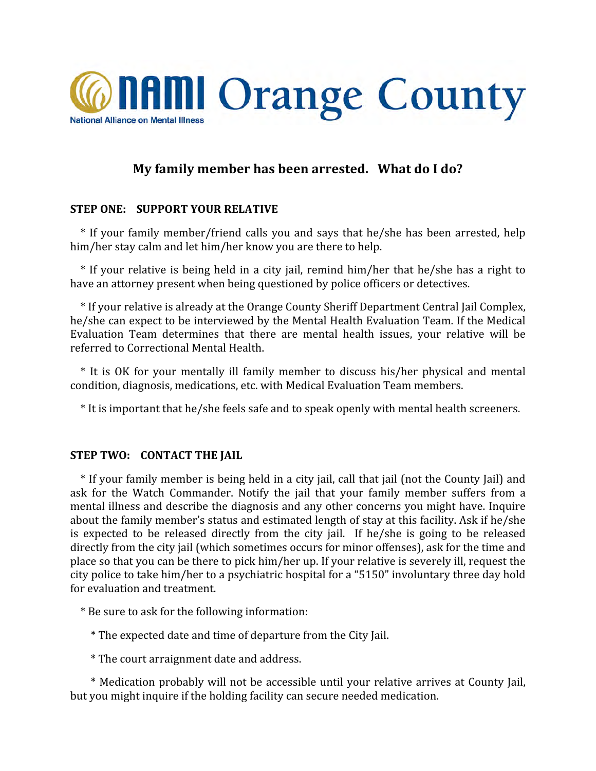# NAMI Orange County

National Alliance on Mental Illness

## My family member has been arrested. What do I do?

**STEP ONE: SUPPORT YOUR RELATIVE**

* If your family member/friend calls you and says that he/she has been arrested, help him/her stay calm and let him/her know you are there to help.

* If your relative is being held in a city jail, remind him/her that he/she has a right to have an attorney present when being questioned by police officers or detectives.

* If your relative is already at the Orange County Sheriff Department Central Jail Complex, he/she can expect to be interviewed by the Mental Health Evaluation Team. If the Medical Evaluation Team determines that there are mental health issues, your relative will be referred to Correctional Mental Health.

* It is OK for your mentally ill family member to discuss his/her physical and mental condition, diagnosis, medications, etc. with Medical Evaluation Team members.

* It is important that he/she feels safe and to speak openly with mental health screeners.

**STEP TWO: CONTACT THE JAIL**

* If your family member is being held in a city jail, call that jail (not the County Jail) and ask for the Watch Commander. Notify the jail that your family member suffers from a mental illness and describe the diagnosis and any other concerns you might have. Inquire about the family member's status and estimated length of stay at this facility. Ask if he/she is expected to be released directly from the city jail. If he/she is going to be released directly from the city jail (which sometimes occurs for minor offenses), ask for the time and place so that you can be there to pick him/her up. If your relative is severely ill, request the city police to take him/her to a psychiatric hospital for a "5150" involuntary three day hold for evaluation and treatment.

* Be sure to ask for the following information:

  * The expected date and time of departure from the City Jail.

  * The court arraignment date and address.

  * Medication probably will not be accessible until your relative arrives at County Jail, but you might inquire if the holding facility can secure needed medication.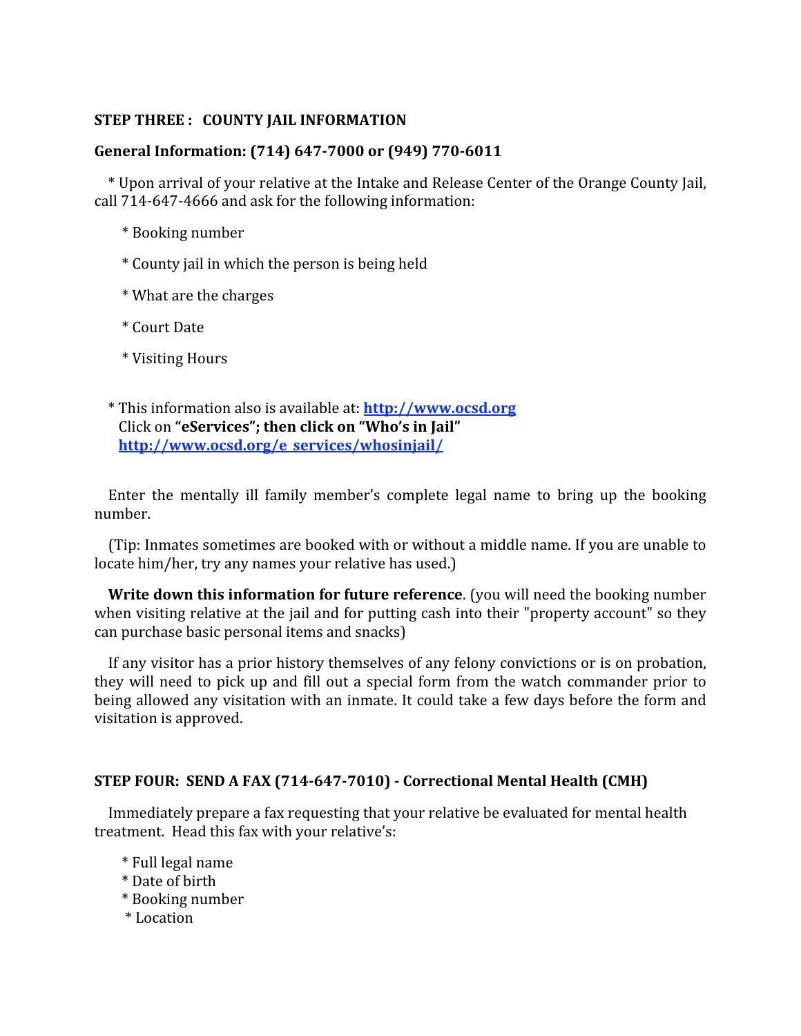**STEP THREE : COUNTY JAIL INFORMATION**

**General Information: (714) 647-7000 or (949) 770-6011**

* Upon arrival of your relative at the Intake and Release Center of the Orange County Jail, call 714-647-4666 and ask for the following information:

* Booking number
* County jail in which the person is being held
* What are the charges
* Court Date
* Visiting Hours

* This information also is available at: [http://www.ocsd.org](http://www.ocsd.org)
Click on **"eServices"; then click on "Who's in Jail"**
[http://www.ocsd.org/e_services/whosinjail/](http://www.ocsd.org/e_services/whosinjail/)

Enter the mentally ill family member's complete legal name to bring up the booking number.

(Tip: Inmates sometimes are booked with or without a middle name. If you are unable to locate him/her, try any names your relative has used.)

**Write down this information for future reference**. (you will need the booking number when visiting relative at the jail and for putting cash into their "property account" so they can purchase basic personal items and snacks)

If any visitor has a prior history themselves of any felony convictions or is on probation, they will need to pick up and fill out a special form from the watch commander prior to being allowed any visitation with an inmate. It could take a few days before the form and visitation is approved.

**STEP FOUR: SEND A FAX (714-647-7010) - Correctional Mental Health (CMH)**

Immediately prepare a fax requesting that your relative be evaluated for mental health treatment. Head this fax with your relative's:

* Full legal name
* Date of birth
* Booking number
* Location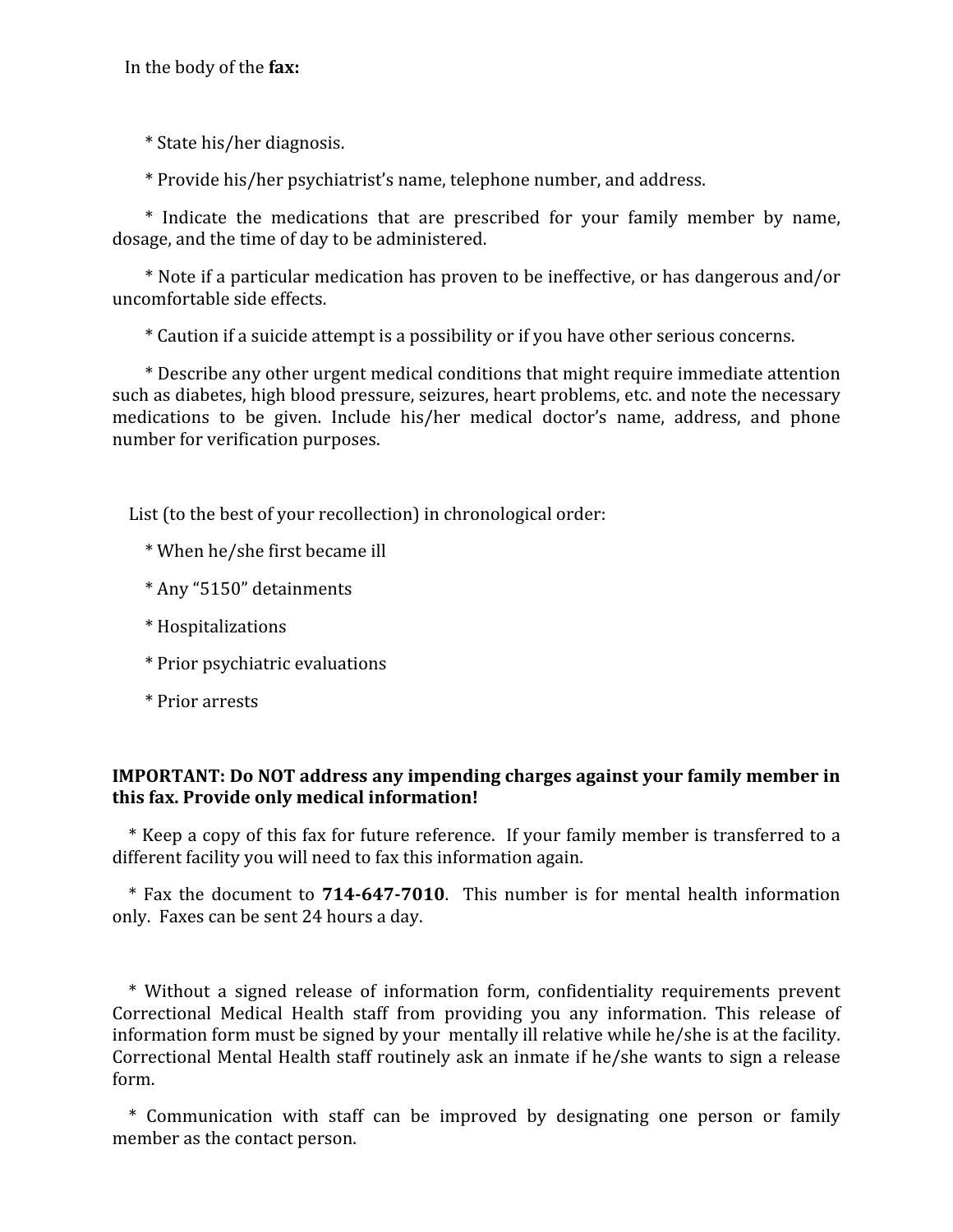In the body of the **fax:**

* State his/her diagnosis.

* Provide his/her psychiatrist's name, telephone number, and address.

* Indicate the medications that are prescribed for your family member by name, dosage, and the time of day to be administered.

* Note if a particular medication has proven to be ineffective, or has dangerous and/or uncomfortable side effects.

* Caution if a suicide attempt is a possibility or if you have other serious concerns.

* Describe any other urgent medical conditions that might require immediate attention such as diabetes, high blood pressure, seizures, heart problems, etc. and note the necessary medications to be given. Include his/her medical doctor's name, address, and phone number for verification purposes.

List (to the best of your recollection) in chronological order:

* When he/she first became ill

* Any "5150" detainments

* Hospitalizations

* Prior psychiatric evaluations

* Prior arrests

**IMPORTANT: Do NOT address any impending charges against your family member in this fax. Provide only medical information!**

* Keep a copy of this fax for future reference. If your family member is transferred to a different facility you will need to fax this information again.

* Fax the document to **714-647-7010**. This number is for mental health information only. Faxes can be sent 24 hours a day.

* Without a signed release of information form, confidentiality requirements prevent Correctional Medical Health staff from providing you any information. This release of information form must be signed by your mentally ill relative while he/she is at the facility. Correctional Mental Health staff routinely ask an inmate if he/she wants to sign a release form.

* Communication with staff can be improved by designating one person or family member as the contact person.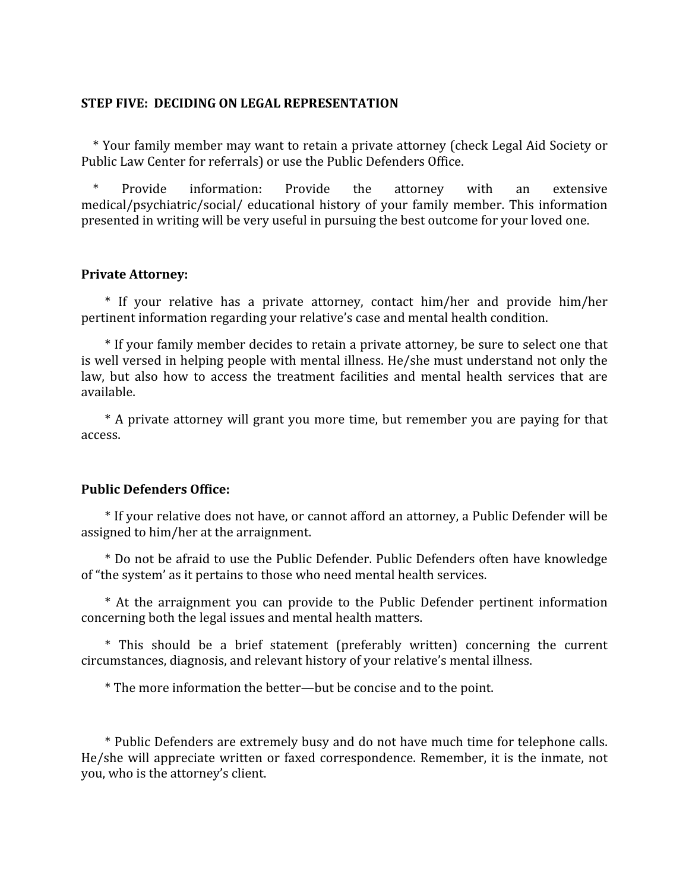**STEP FIVE: DECIDING ON LEGAL REPRESENTATION**

* Your family member may want to retain a private attorney (check Legal Aid Society or Public Law Center for referrals) or use the Public Defenders Office.

* Provide information: Provide the attorney with an extensive medical/psychiatric/social/ educational history of your family member. This information presented in writing will be very useful in pursuing the best outcome for your loved one.

**Private Attorney:**

* If your relative has a private attorney, contact him/her and provide him/her pertinent information regarding your relative's case and mental health condition.

* If your family member decides to retain a private attorney, be sure to select one that is well versed in helping people with mental illness. He/she must understand not only the law, but also how to access the treatment facilities and mental health services that are available.

* A private attorney will grant you more time, but remember you are paying for that access.

**Public Defenders Office:**

* If your relative does not have, or cannot afford an attorney, a Public Defender will be assigned to him/her at the arraignment.

* Do not be afraid to use the Public Defender. Public Defenders often have knowledge of "the system' as it pertains to those who need mental health services.

* At the arraignment you can provide to the Public Defender pertinent information concerning both the legal issues and mental health matters.

* This should be a brief statement (preferably written) concerning the current circumstances, diagnosis, and relevant history of your relative's mental illness.

* The more information the better—but be concise and to the point.

* Public Defenders are extremely busy and do not have much time for telephone calls. He/she will appreciate written or faxed correspondence. Remember, it is the inmate, not you, who is the attorney's client.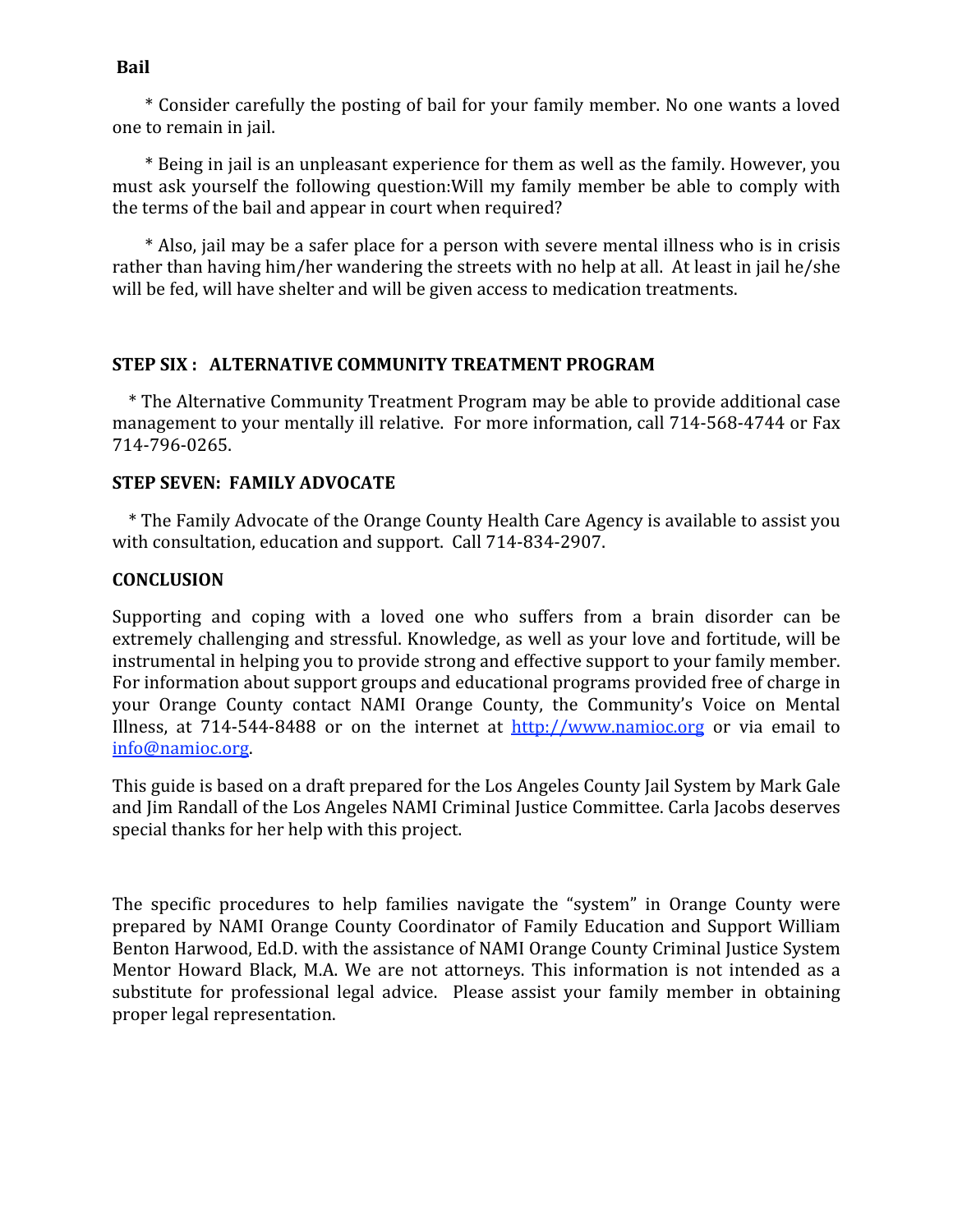**Bail**

* Consider carefully the posting of bail for your family member. No one wants a loved one to remain in jail.

* Being in jail is an unpleasant experience for them as well as the family. However, you must ask yourself the following question:Will my family member be able to comply with the terms of the bail and appear in court when required?

* Also, jail may be a safer place for a person with severe mental illness who is in crisis rather than having him/her wandering the streets with no help at all. At least in jail he/she will be fed, will have shelter and will be given access to medication treatments.

**STEP SIX : ALTERNATIVE COMMUNITY TREATMENT PROGRAM**

* The Alternative Community Treatment Program may be able to provide additional case management to your mentally ill relative. For more information, call 714-568-4744 or Fax 714-796-0265.

**STEP SEVEN: FAMILY ADVOCATE**

* The Family Advocate of the Orange County Health Care Agency is available to assist you with consultation, education and support. Call 714-834-2907.

**CONCLUSION**

Supporting and coping with a loved one who suffers from a brain disorder can be extremely challenging and stressful. Knowledge, as well as your love and fortitude, will be instrumental in helping you to provide strong and effective support to your family member. For information about support groups and educational programs provided free of charge in your Orange County contact NAMI Orange County, the Community's Voice on Mental Illness, at 714-544-8488 or on the internet at [http://www.namioc.org](http://www.namioc.org) or via email to [info@namioc.org](mailto:info@namioc.org).

This guide is based on a draft prepared for the Los Angeles County Jail System by Mark Gale and Jim Randall of the Los Angeles NAMI Criminal Justice Committee. Carla Jacobs deserves special thanks for her help with this project.

The specific procedures to help families navigate the "system" in Orange County were prepared by NAMI Orange County Coordinator of Family Education and Support William Benton Harwood, Ed.D. with the assistance of NAMI Orange County Criminal Justice System Mentor Howard Black, M.A. We are not attorneys. This information is not intended as a substitute for professional legal advice. Please assist your family member in obtaining proper legal representation.